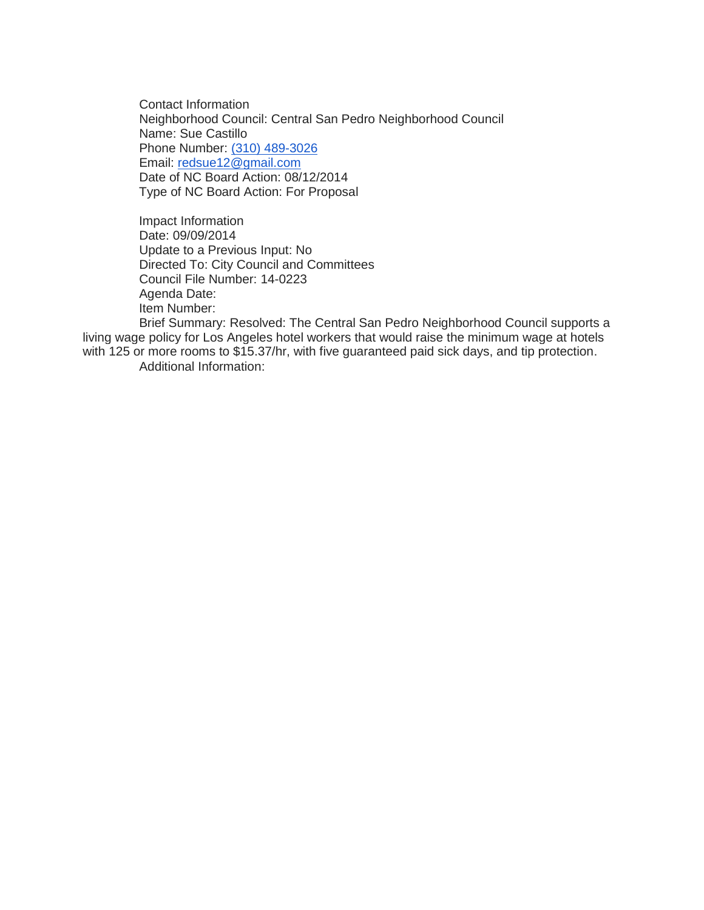Contact Information
Neighborhood Council: Central San Pedro Neighborhood Council
Name: Sue Castillo
Phone Number: (310) 489-3026
Email: redsue12@gmail.com
Date of NC Board Action: 08/12/2014
Type of NC Board Action: For Proposal

Impact Information
Date: 09/09/2014
Update to a Previous Input: No
Directed To: City Council and Committees
Council File Number: 14-0223
Agenda Date:
Item Number:
Brief Summary: Resolved: The Central San Pedro Neighborhood Council supports a living wage policy for Los Angeles hotel workers that would raise the minimum wage at hotels with 125 or more rooms to $15.37/hr, with five guaranteed paid sick days, and tip protection.
Additional Information: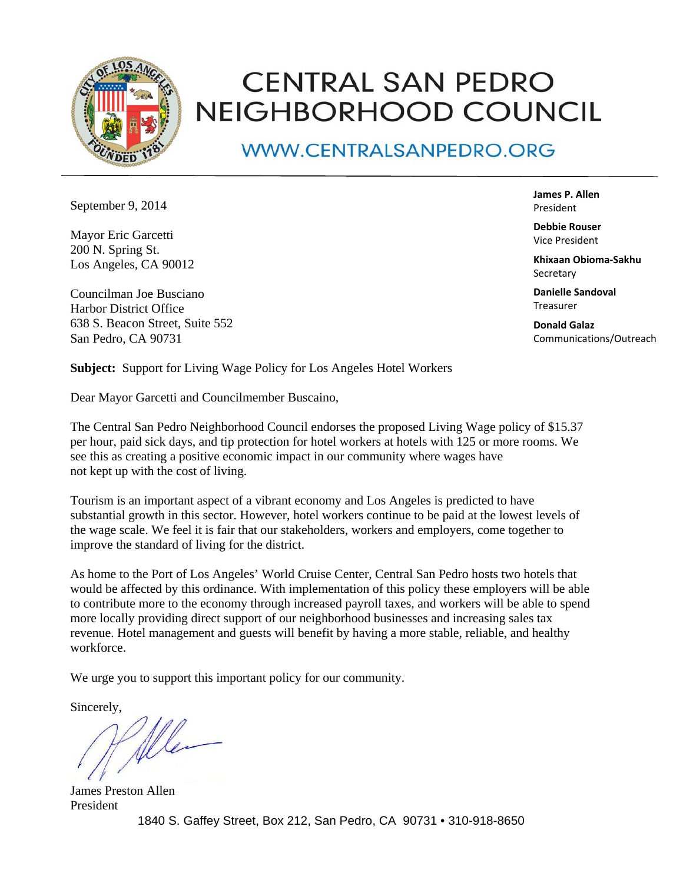# CENTRAL SAN PEDRO NEIGHBORHOOD COUNCIL

WWW.CENTRALSANPEDRO.ORG

**James P. Allen**
President

**Debbie Rouser**
Vice President

**Khixaan Obioma-Sakhu**
Secretary

**Danielle Sandoval**
Treasurer

**Donald Galaz**
Communications/Outreach

September 9, 2014

Mayor Eric Garcetti
200 N. Spring St.
Los Angeles, CA 90012

Councilman Joe Busciano
Harbor District Office
638 S. Beacon Street, Suite 552
San Pedro, CA 90731

**Subject:** Support for Living Wage Policy for Los Angeles Hotel Workers

Dear Mayor Garcetti and Councilmember Buscaino,

The Central San Pedro Neighborhood Council endorses the proposed Living Wage policy of $15.37 per hour, paid sick days, and tip protection for hotel workers at hotels with 125 or more rooms. We see this as creating a positive economic impact in our community where wages have not kept up with the cost of living.

Tourism is an important aspect of a vibrant economy and Los Angeles is predicted to have substantial growth in this sector. However, hotel workers continue to be paid at the lowest levels of the wage scale. We feel it is fair that our stakeholders, workers and employers, come together to improve the standard of living for the district.

As home to the Port of Los Angeles' World Cruise Center, Central San Pedro hosts two hotels that would be affected by this ordinance. With implementation of this policy these employers will be able to contribute more to the economy through increased payroll taxes, and workers will be able to spend more locally providing direct support of our neighborhood businesses and increasing sales tax revenue. Hotel management and guests will benefit by having a more stable, reliable, and healthy workforce.

We urge you to support this important policy for our community.

Sincerely,

James Preston Allen
President

1840 S. Gaffey Street, Box 212, San Pedro, CA 90731 • 310-918-8650